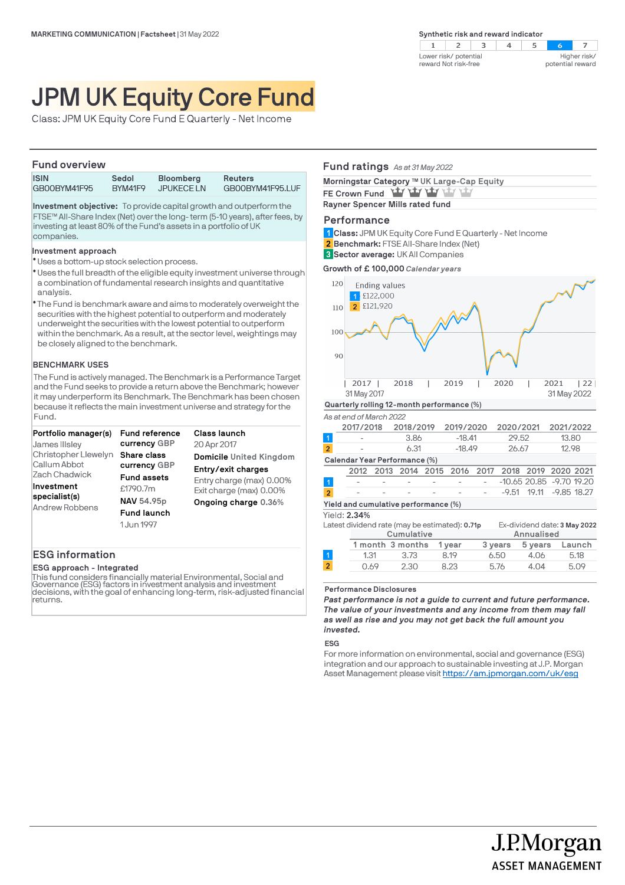MARKETING COMMUNICATION | Factsheet | 31 May 2022

**Synthetic risk and reward indicator**

| 1 | 2 | 3 | 4 | 5 | 6 | 7 |
|---|---|---|---|---|---|---|

Lower risk/ potential reward Not risk-free — Higher risk/ potential reward

# JPM UK Equity Core Fund

Class: JPM UK Equity Core Fund E Quarterly - Net Income

## Fund overview

| ISIN | Sedol | Bloomberg | Reuters |
|---|---|---|---|
| GB00BYM41F95 | BYM41F9 | JPUKECE LN | GB00BYM41F95.LUF |

**Investment objective:** To provide capital growth and outperform the FTSE™ All-Share Index (Net) over the long- term (5-10 years), after fees, by investing at least 80% of the Fund's assets in a portfolio of UK companies.

**Investment approach**

- Uses a bottom-up stock selection process.
- Uses the full breadth of the eligible equity investment universe through a combination of fundamental research insights and quantitative analysis.
- The Fund is benchmark aware and aims to moderately overweight the securities with the highest potential to outperform and moderately underweight the securities with the lowest potential to outperform within the benchmark. As a result, at the sector level, weightings may be closely aligned to the benchmark.

**BENCHMARK USES**

The Fund is actively managed. The Benchmark is a Performance Target and the Fund seeks to provide a return above the Benchmark; however it may underperform its Benchmark. The Benchmark has been chosen because it reflects the main investment universe and strategy for the Fund.

**Portfolio manager(s)**
James Illsley
Christopher Llewelyn
Callum Abbot
Zach Chadwick

**Investment specialist(s)**
Andrew Robbens

**Fund reference currency** GBP

**Share class currency** GBP

**Fund assets**
£1790.7m

**NAV** 54.95p

**Fund launch**
1 Jun 1997

**Class launch**
20 Apr 2017

**Domicile** United Kingdom

**Entry/exit charges**
Entry charge (max) 0.00%
Exit charge (max) 0.00%

**Ongoing charge** 0.36%

## ESG information

**ESG approach - Integrated**

This fund considers financially material Environmental, Social and Governance (ESG) factors in investment analysis and investment decisions, with the goal of enhancing long-term, risk-adjusted financial returns.

## Fund ratings *As at 31 May 2022*

**Morningstar Category** ™ UK Large-Cap Equity

**FE Crown Fund**

**Rayner Spencer Mills rated fund**

## Performance

**1** **Class:** JPM UK Equity Core Fund E Quarterly - Net Income
**2** **Benchmark:** FTSE All-Share Index (Net)
**3** **Sector average:** UK All Companies

**Growth of £ 100,000** *Calendar years*

Ending values
1 £122,000
2 £121,920

31 May 2017 — 31 May 2022

**Quarterly rolling 12-month performance (%)**

*As at end of March 2022*

| | 2017/2018 | 2018/2019 | 2019/2020 | 2020/2021 | 2021/2022 |
|---|---|---|---|---|---|
| 1 | - | 3.86 | -18.41 | 29.52 | 13.80 |
| 2 | - | 6.31 | -18.49 | 26.67 | 12.98 |

**Calendar Year Performance (%)**

| | 2012 | 2013 | 2014 | 2015 | 2016 | 2017 | 2018 | 2019 | 2020 | 2021 |
|---|---|---|---|---|---|---|---|---|---|---|
| 1 | - | - | - | - | - | - | -10.65 | 20.85 | -9.70 | 19.20 |
| 2 | - | - | - | - | - | - | -9.51 | 19.11 | -9.85 | 18.27 |

**Yield and cumulative performance (%)**

Yield: **2.34%**

Latest dividend rate (may be estimated): **0.71p** Ex-dividend date: **3 May 2022**

| | Cumulative | | | Annualised | | |
|---|---|---|---|---|---|---|
| | 1 month | 3 months | 1 year | 3 years | 5 years | Launch |
| 1 | 1.31 | 3.73 | 8.19 | 6.50 | 4.06 | 5.18 |
| 2 | 0.69 | 2.30 | 8.23 | 5.76 | 4.04 | 5.09 |

**Performance Disclosures**

***Past performance is not a guide to current and future performance. The value of your investments and any income from them may fall as well as rise and you may not get back the full amount you invested.***

**ESG**

For more information on environmental, social and governance (ESG) integration and our approach to sustainable investing at J.P. Morgan Asset Management please visit https://am.jpmorgan.com/uk/esg

J.P.Morgan
ASSET MANAGEMENT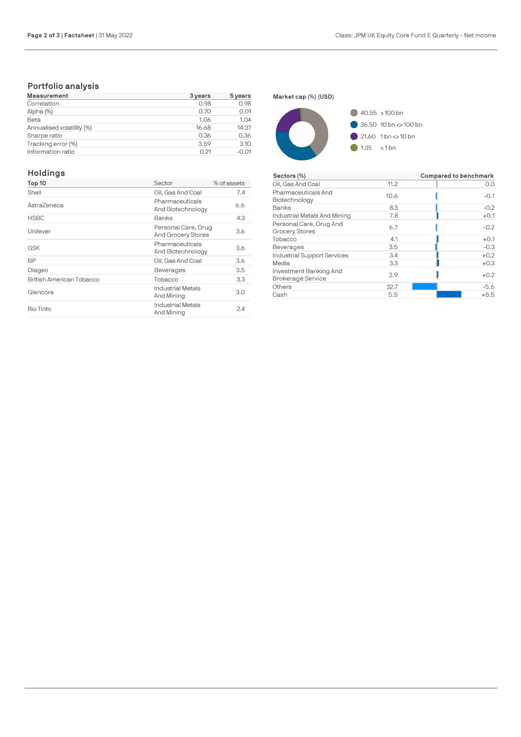## Portfolio analysis

| Measurement | 3 years | 5 years |
|---|---|---|
| Correlation | 0.98 | 0.98 |
| Alpha (%) | 0.70 | 0.01 |
| Beta | 1.06 | 1.04 |
| Annualised volatility (%) | 16.68 | 14.37 |
| Sharpe ratio | 0.36 | 0.36 |
| Tracking error (%) | 3.59 | 3.10 |
| Information ratio | 0.21 | -0.01 |

**Market cap (%) (USD)**

- 40.55 > 100 bn
- 36.50 10 bn <> 100 bn
- 21.60 1 bn <> 10 bn
- 1.35 < 1 bn

## Holdings

| Top 10 | Sector | % of assets |
|---|---|---|
| Shell | Oil, Gas And Coal | 7.4 |
| AstraZeneca | Pharmaceuticals And Biotechnology | 6.6 |
| HSBC | Banks | 4.3 |
| Unilever | Personal Care, Drug And Grocery Stores | 3.6 |
| GSK | Pharmaceuticals And Biotechnology | 3.6 |
| BP | Oil, Gas And Coal | 3.6 |
| Diageo | Beverages | 3.5 |
| British American Tobacco | Tobacco | 3.3 |
| Glencore | Industrial Metals And Mining | 3.0 |
| Rio Tinto | Industrial Metals And Mining | 2.4 |

| Sectors (%) | | Compared to benchmark |
|---|---|---|
| Oil, Gas And Coal | 11.2 | 0.0 |
| Pharmaceuticals And Biotechnology | 10.6 | -0.1 |
| Banks | 8.3 | -0.2 |
| Industrial Metals And Mining | 7.8 | +0.1 |
| Personal Care, Drug And Grocery Stores | 6.7 | -0.2 |
| Tobacco | 4.1 | +0.1 |
| Beverages | 3.5 | -0.3 |
| Industrial Support Services | 3.4 | +0.2 |
| Media | 3.3 | +0.3 |
| Investment Banking And Brokerage Service | 2.9 | +0.2 |
| Others | 32.7 | -5.6 |
| Cash | 5.5 | +5.5 |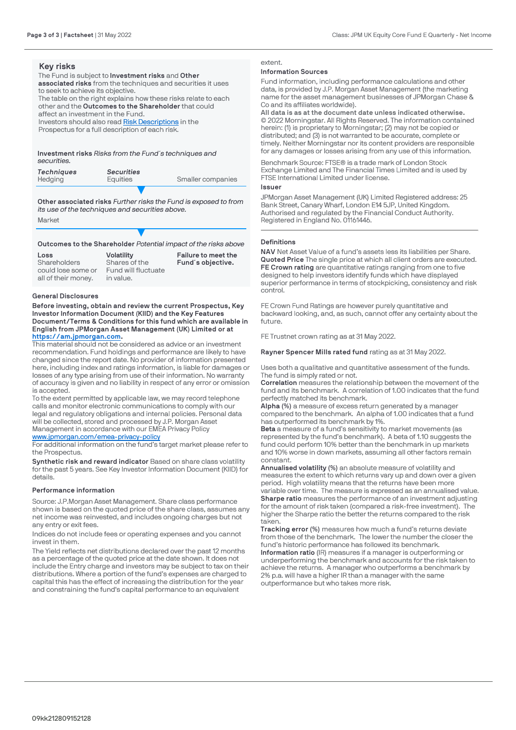## Key risks

The Fund is subject to **Investment risks** and **Other associated risks** from the techniques and securities it uses to seek to achieve its objective.

The table on the right explains how these risks relate to each other and the **Outcomes to the Shareholder** that could affect an investment in the Fund.

Investors should also read Risk Descriptions in the Prospectus for a full description of each risk.

**Investment risks** *Risks from the Fund´s techniques and securities.*

| *Techniques* | *Securities* | |
|---|---|---|
| Hedging | Equities | Smaller companies |

**Other associated risks** *Further risks the Fund is exposed to from its use of the techniques and securities above.*

Market

**Outcomes to the Shareholder** *Potential impact of the risks above*

| **Loss** | **Volatility** | **Failure to meet the Fund´s objective.** |
|---|---|---|
| Shareholders could lose some or all of their money. | Shares of the Fund will fluctuate in value. | |

### General Disclosures

**Before investing, obtain and review the current Prospectus, Key Investor Information Document (KIID) and the Key Features Document/Terms & Conditions for this fund which are available in English from JPMorgan Asset Management (UK) Limited or at https://am.jpmorgan.com.**

This material should not be considered as advice or an investment recommendation. Fund holdings and performance are likely to have changed since the report date. No provider of information presented here, including index and ratings information, is liable for damages or losses of any type arising from use of their information. No warranty of accuracy is given and no liability in respect of any error or omission is accepted.

To the extent permitted by applicable law, we may record telephone calls and monitor electronic communications to comply with our legal and regulatory obligations and internal policies. Personal data will be collected, stored and processed by J.P. Morgan Asset Management in accordance with our EMEA Privacy Policy www.jpmorgan.com/emea-privacy-policy

For additional information on the fund's target market please refer to the Prospectus.

**Synthetic risk and reward indicator** Based on share class volatility for the past 5 years. See Key Investor Information Document (KIID) for details.

### Performance information

Source: J.P.Morgan Asset Management. Share class performance shown is based on the quoted price of the share class, assumes any net income was reinvested, and includes ongoing charges but not any entry or exit fees.

Indices do not include fees or operating expenses and you cannot invest in them.

The Yield reflects net distributions declared over the past 12 months as a percentage of the quoted price at the date shown. It does not include the Entry charge and investors may be subject to tax on their distributions. Where a portion of the fund's expenses are charged to capital this has the effect of increasing the distribution for the year and constraining the fund's capital performance to an equivalent extent.

### Information Sources

Fund information, including performance calculations and other data, is provided by J.P. Morgan Asset Management (the marketing name for the asset management businesses of JPMorgan Chase & Co and its affiliates worldwide).

**All data is as at the document date unless indicated otherwise.**

© 2022 Morningstar. All Rights Reserved. The information contained herein: (1) is proprietary to Morningstar; (2) may not be copied or distributed; and (3) is not warranted to be accurate, complete or timely. Neither Morningstar nor its content providers are responsible for any damages or losses arising from any use of this information.

Benchmark Source: FTSE® is a trade mark of London Stock Exchange Limited and The Financial Times Limited and is used by FTSE International Limited under license.

### Issuer

JPMorgan Asset Management (UK) Limited Registered address: 25 Bank Street, Canary Wharf, London E14 5JP, United Kingdom. Authorised and regulated by the Financial Conduct Authority. Registered in England No. 01161446.

### Definitions

**NAV** Net Asset Value of a fund's assets less its liabilities per Share.

**Quoted Price** The single price at which all client orders are executed.

**FE Crown rating** are quantitative ratings ranging from one to five designed to help investors identify funds which have displayed superior performance in terms of stockpicking, consistency and risk control.

FE Crown Fund Ratings are however purely quantitative and backward looking, and, as such, cannot offer any certainty about the future.

FE Trustnet crown rating as at 31 May 2022.

**Rayner Spencer Mills rated fund** rating as at 31 May 2022.

Uses both a qualitative and quantitative assessment of the funds. The fund is simply rated or not.

**Correlation** measures the relationship between the movement of the fund and its benchmark. A correlation of 1.00 indicates that the fund perfectly matched its benchmark.

**Alpha (%)** a measure of excess return generated by a manager compared to the benchmark. An alpha of 1.00 indicates that a fund has outperformed its benchmark by 1%.

**Beta** a measure of a fund's sensitivity to market movements (as represented by the fund's benchmark). A beta of 1.10 suggests the fund could perform 10% better than the benchmark in up markets and 10% worse in down markets, assuming all other factors remain constant.

**Annualised volatility (%)** an absolute measure of volatility and measures the extent to which returns vary up and down over a given period. High volatility means that the returns have been more variable over time. The measure is expressed as an annualised value.

**Sharpe ratio** measures the performance of an investment adjusting for the amount of risk taken (compared a risk-free investment). The higher the Sharpe ratio the better the returns compared to the risk taken.

**Tracking error (%)** measures how much a fund's returns deviate from those of the benchmark. The lower the number the closer the fund's historic performance has followed its benchmark.

**Information ratio** (IR) measures if a manager is outperforming or underperforming the benchmark and accounts for the risk taken to achieve the returns. A manager who outperforms a benchmark by 2% p.a. will have a higher IR than a manager with the same outperformance but who takes more risk.

09kk212809152128